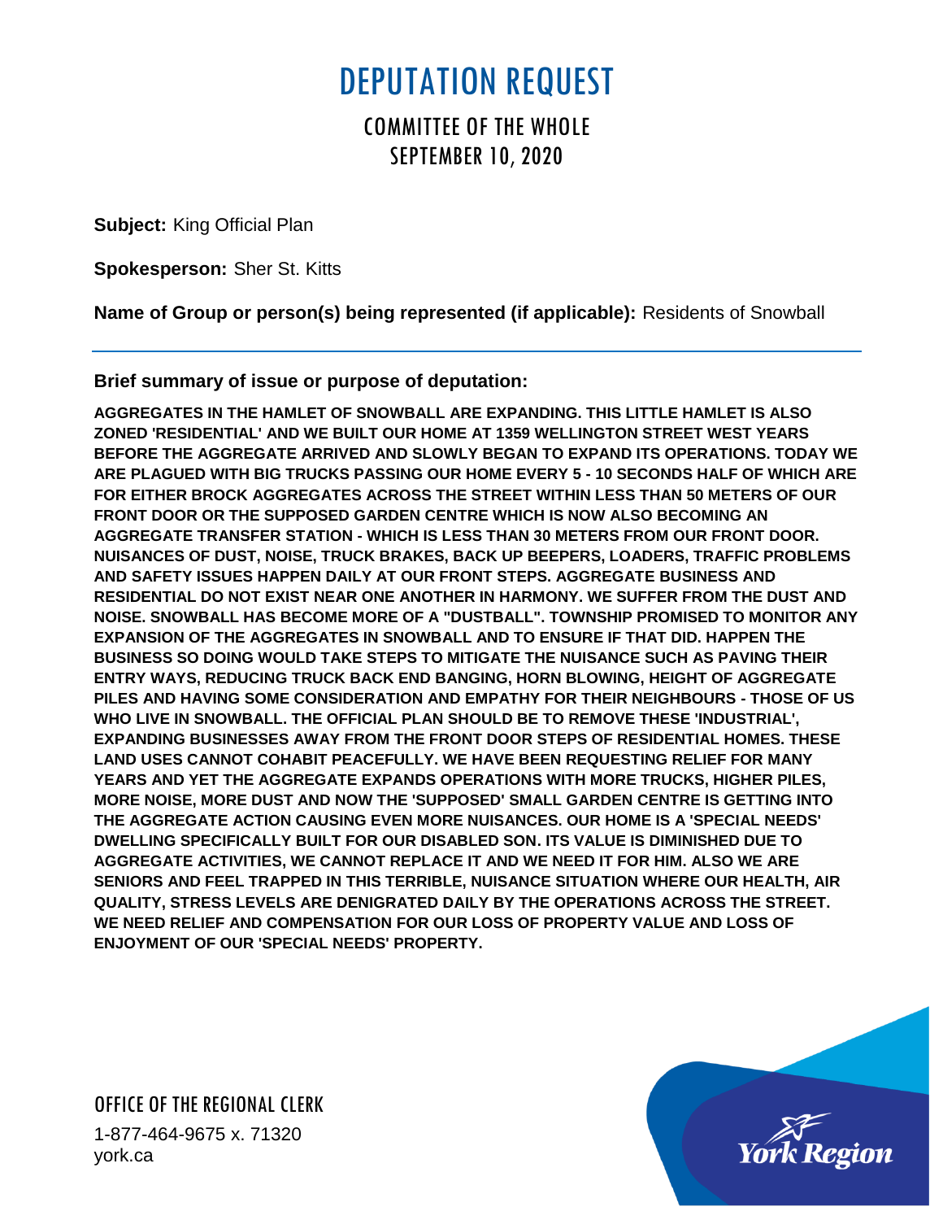# DEPUTATION REQUEST

## COMMITTEE OF THE WHOLE
## SEPTEMBER 10, 2020

**Subject:** King Official Plan

**Spokesperson:** Sher St. Kitts

**Name of Group or person(s) being represented (if applicable):** Residents of Snowball

---

**Brief summary of issue or purpose of deputation:**

**AGGREGATES IN THE HAMLET OF SNOWBALL ARE EXPANDING. THIS LITTLE HAMLET IS ALSO ZONED 'RESIDENTIAL' AND WE BUILT OUR HOME AT 1359 WELLINGTON STREET WEST YEARS BEFORE THE AGGREGATE ARRIVED AND SLOWLY BEGAN TO EXPAND ITS OPERATIONS. TODAY WE ARE PLAGUED WITH BIG TRUCKS PASSING OUR HOME EVERY 5 - 10 SECONDS HALF OF WHICH ARE FOR EITHER BROCK AGGREGATES ACROSS THE STREET WITHIN LESS THAN 50 METERS OF OUR FRONT DOOR OR THE SUPPOSED GARDEN CENTRE WHICH IS NOW ALSO BECOMING AN AGGREGATE TRANSFER STATION - WHICH IS LESS THAN 30 METERS FROM OUR FRONT DOOR. NUISANCES OF DUST, NOISE, TRUCK BRAKES, BACK UP BEEPERS, LOADERS, TRAFFIC PROBLEMS AND SAFETY ISSUES HAPPEN DAILY AT OUR FRONT STEPS. AGGREGATE BUSINESS AND RESIDENTIAL DO NOT EXIST NEAR ONE ANOTHER IN HARMONY. WE SUFFER FROM THE DUST AND NOISE. SNOWBALL HAS BECOME MORE OF A "DUSTBALL". TOWNSHIP PROMISED TO MONITOR ANY EXPANSION OF THE AGGREGATES IN SNOWBALL AND TO ENSURE IF THAT DID. HAPPEN THE BUSINESS SO DOING WOULD TAKE STEPS TO MITIGATE THE NUISANCE SUCH AS PAVING THEIR ENTRY WAYS, REDUCING TRUCK BACK END BANGING, HORN BLOWING, HEIGHT OF AGGREGATE PILES AND HAVING SOME CONSIDERATION AND EMPATHY FOR THEIR NEIGHBOURS - THOSE OF US WHO LIVE IN SNOWBALL. THE OFFICIAL PLAN SHOULD BE TO REMOVE THESE 'INDUSTRIAL', EXPANDING BUSINESSES AWAY FROM THE FRONT DOOR STEPS OF RESIDENTIAL HOMES. THESE LAND USES CANNOT COHABIT PEACEFULLY. WE HAVE BEEN REQUESTING RELIEF FOR MANY YEARS AND YET THE AGGREGATE EXPANDS OPERATIONS WITH MORE TRUCKS, HIGHER PILES, MORE NOISE, MORE DUST AND NOW THE 'SUPPOSED' SMALL GARDEN CENTRE IS GETTING INTO THE AGGREGATE ACTION CAUSING EVEN MORE NUISANCES. OUR HOME IS A 'SPECIAL NEEDS' DWELLING SPECIFICALLY BUILT FOR OUR DISABLED SON. ITS VALUE IS DIMINISHED DUE TO AGGREGATE ACTIVITIES, WE CANNOT REPLACE IT AND WE NEED IT FOR HIM. ALSO WE ARE SENIORS AND FEEL TRAPPED IN THIS TERRIBLE, NUISANCE SITUATION WHERE OUR HEALTH, AIR QUALITY, STRESS LEVELS ARE DENIGRATED DAILY BY THE OPERATIONS ACROSS THE STREET. WE NEED RELIEF AND COMPENSATION FOR OUR LOSS OF PROPERTY VALUE AND LOSS OF ENJOYMENT OF OUR 'SPECIAL NEEDS' PROPERTY.**

OFFICE OF THE REGIONAL CLERK
1-877-464-9675 x. 71320
york.ca

York Region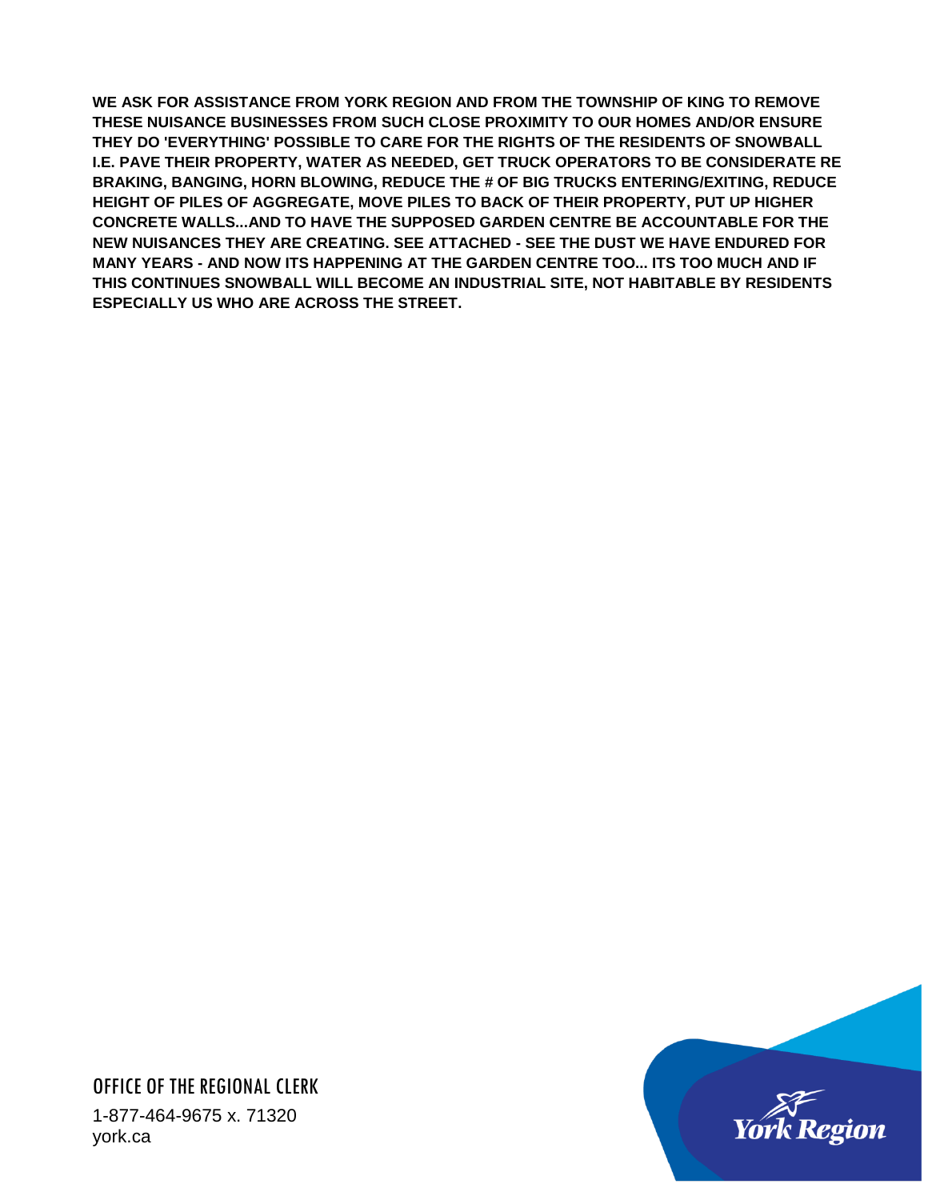**WE ASK FOR ASSISTANCE FROM YORK REGION AND FROM THE TOWNSHIP OF KING TO REMOVE THESE NUISANCE BUSINESSES FROM SUCH CLOSE PROXIMITY TO OUR HOMES AND/OR ENSURE THEY DO 'EVERYTHING' POSSIBLE TO CARE FOR THE RIGHTS OF THE RESIDENTS OF SNOWBALL I.E. PAVE THEIR PROPERTY, WATER AS NEEDED, GET TRUCK OPERATORS TO BE CONSIDERATE RE BRAKING, BANGING, HORN BLOWING, REDUCE THE # OF BIG TRUCKS ENTERING/EXITING, REDUCE HEIGHT OF PILES OF AGGREGATE, MOVE PILES TO BACK OF THEIR PROPERTY, PUT UP HIGHER CONCRETE WALLS...AND TO HAVE THE SUPPOSED GARDEN CENTRE BE ACCOUNTABLE FOR THE NEW NUISANCES THEY ARE CREATING. SEE ATTACHED - SEE THE DUST WE HAVE ENDURED FOR MANY YEARS - AND NOW ITS HAPPENING AT THE GARDEN CENTRE TOO... ITS TOO MUCH AND IF THIS CONTINUES SNOWBALL WILL BECOME AN INDUSTRIAL SITE, NOT HABITABLE BY RESIDENTS ESPECIALLY US WHO ARE ACROSS THE STREET.**

OFFICE OF THE REGIONAL CLERK

1-877-464-9675 x. 71320
york.ca

York Region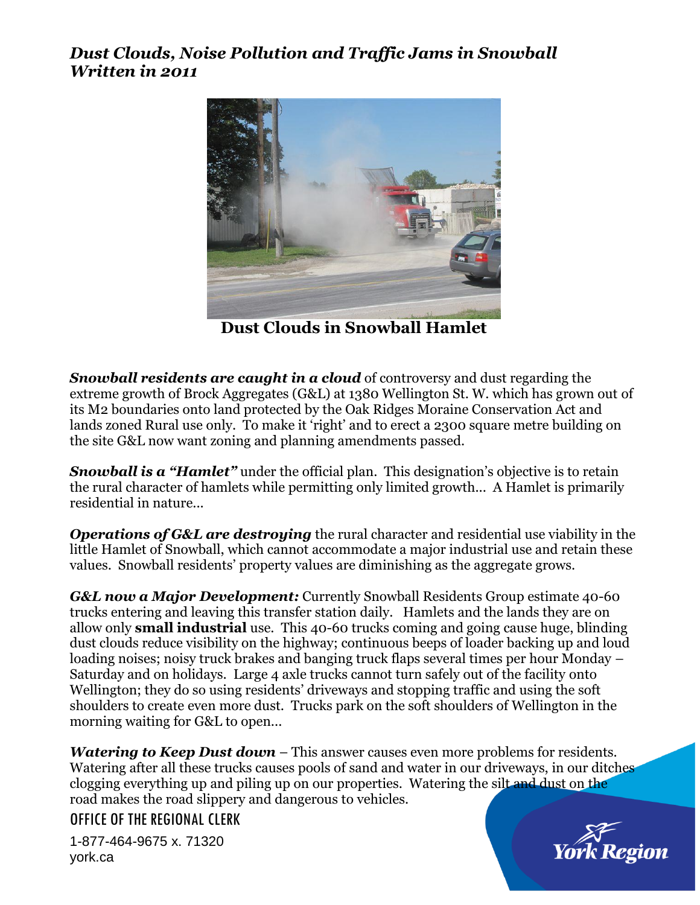## *Dust Clouds, Noise Pollution and Traffic Jams in Snowball Written in 2011*

**Dust Clouds in Snowball Hamlet**

***Snowball residents are caught in a cloud*** of controversy and dust regarding the extreme growth of Brock Aggregates (G&L) at 1380 Wellington St. W. which has grown out of its M2 boundaries onto land protected by the Oak Ridges Moraine Conservation Act and lands zoned Rural use only. To make it 'right' and to erect a 2300 square metre building on the site G&L now want zoning and planning amendments passed.

***Snowball is a "Hamlet"*** under the official plan. This designation's objective is to retain the rural character of hamlets while permitting only limited growth… A Hamlet is primarily residential in nature…

***Operations of G&L are destroying*** the rural character and residential use viability in the little Hamlet of Snowball, which cannot accommodate a major industrial use and retain these values. Snowball residents' property values are diminishing as the aggregate grows.

***G&L now a Major Development:*** Currently Snowball Residents Group estimate 40-60 trucks entering and leaving this transfer station daily. Hamlets and the lands they are on allow only **small industrial** use. This 40-60 trucks coming and going cause huge, blinding dust clouds reduce visibility on the highway; continuous beeps of loader backing up and loud loading noises; noisy truck brakes and banging truck flaps several times per hour Monday – Saturday and on holidays. Large 4 axle trucks cannot turn safely out of the facility onto Wellington; they do so using residents' driveways and stopping traffic and using the soft shoulders to create even more dust. Trucks park on the soft shoulders of Wellington in the morning waiting for G&L to open…

***Watering to Keep Dust down*** – This answer causes even more problems for residents. Watering after all these trucks causes pools of sand and water in our driveways, in our ditches clogging everything up and piling up on our properties. Watering the silt and dust on the road makes the road slippery and dangerous to vehicles.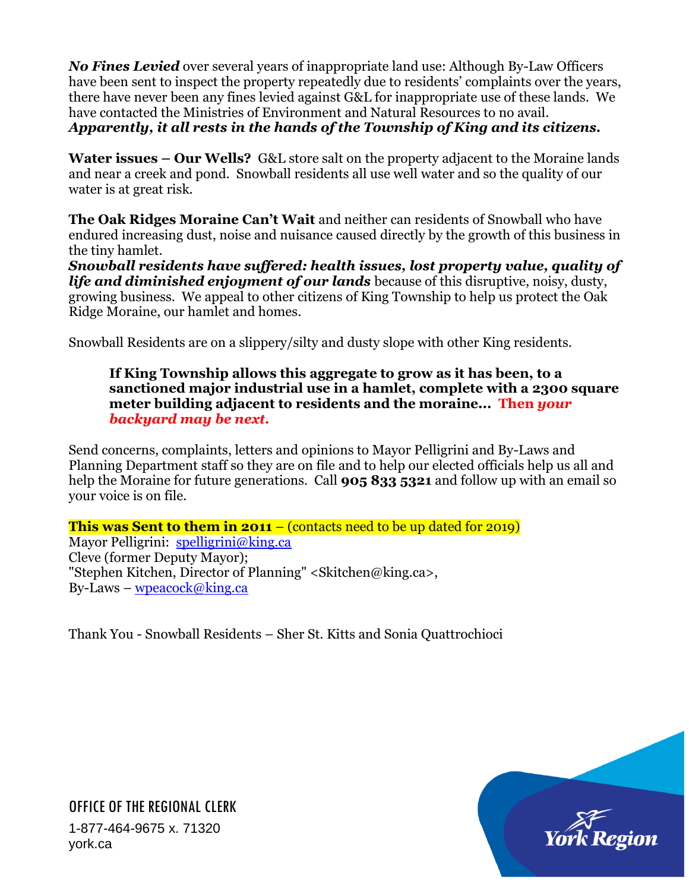***No Fines Levied*** over several years of inappropriate land use: Although By-Law Officers have been sent to inspect the property repeatedly due to residents' complaints over the years, there have never been any fines levied against G&L for inappropriate use of these lands. We have contacted the Ministries of Environment and Natural Resources to no avail.
***Apparently, it all rests in the hands of the Township of King and its citizens.***

**Water issues – Our Wells?** G&L store salt on the property adjacent to the Moraine lands and near a creek and pond. Snowball residents all use well water and so the quality of our water is at great risk.

**The Oak Ridges Moraine Can't Wait** and neither can residents of Snowball who have endured increasing dust, noise and nuisance caused directly by the growth of this business in the tiny hamlet.
***Snowball residents have suffered: health issues, lost property value, quality of life and diminished enjoyment of our lands*** because of this disruptive, noisy, dusty, growing business. We appeal to other citizens of King Township to help us protect the Oak Ridge Moraine, our hamlet and homes.

Snowball Residents are on a slippery/silty and dusty slope with other King residents.

> **If King Township allows this aggregate to grow as it has been, to a sanctioned major industrial use in a hamlet, complete with a 2300 square meter building adjacent to residents and the moraine... Then *your backyard may be next.***

Send concerns, complaints, letters and opinions to Mayor Pelligrini and By-Laws and Planning Department staff so they are on file and to help our elected officials help us all and help the Moraine for future generations. Call **905 833 5321** and follow up with an email so your voice is on file.

**This was Sent to them in 2011** – (contacts need to be up dated for 2019)
Mayor Pelligrini: spelligrini@king.ca
Cleve (former Deputy Mayor);
"Stephen Kitchen, Director of Planning" <Skitchen@king.ca>,
By-Laws – wpeacock@king.ca

Thank You - Snowball Residents – Sher St. Kitts and Sonia Quattrochioci